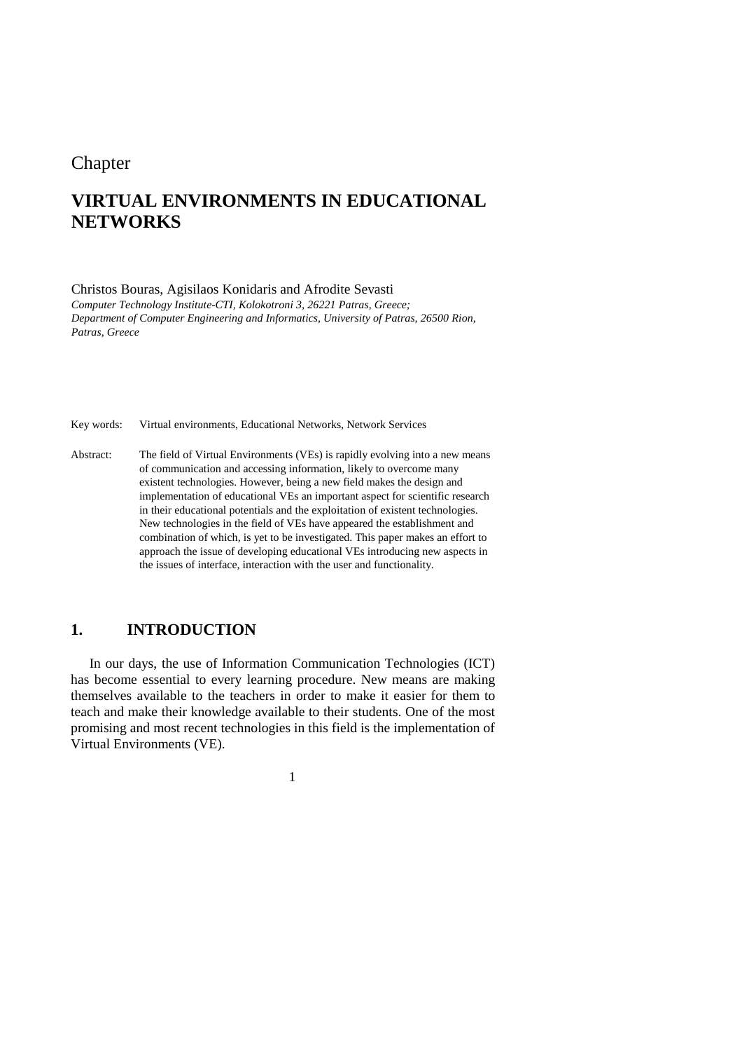Chapter

# VIRTUAL ENVIRONMENTS IN EDUCATIONAL NETWORKS

Christos Bouras, Agisilaos Konidaris and Afrodite Sevasti

*Computer Technology Institute-CTI, Kolokotroni 3, 26221 Patras, Greece;*
*Department of Computer Engineering and Informatics, University of Patras, 26500 Rion, Patras, Greece*

Key words: Virtual environments, Educational Networks, Network Services

Abstract: The field of Virtual Environments (VEs) is rapidly evolving into a new means of communication and accessing information, likely to overcome many existent technologies. However, being a new field makes the design and implementation of educational VEs an important aspect for scientific research in their educational potentials and the exploitation of existent technologies. New technologies in the field of VEs have appeared the establishment and combination of which, is yet to be investigated. This paper makes an effort to approach the issue of developing educational VEs introducing new aspects in the issues of interface, interaction with the user and functionality.

## 1. INTRODUCTION

In our days, the use of Information Communication Technologies (ICT) has become essential to every learning procedure. New means are making themselves available to the teachers in order to make it easier for them to teach and make their knowledge available to their students. One of the most promising and most recent technologies in this field is the implementation of Virtual Environments (VE).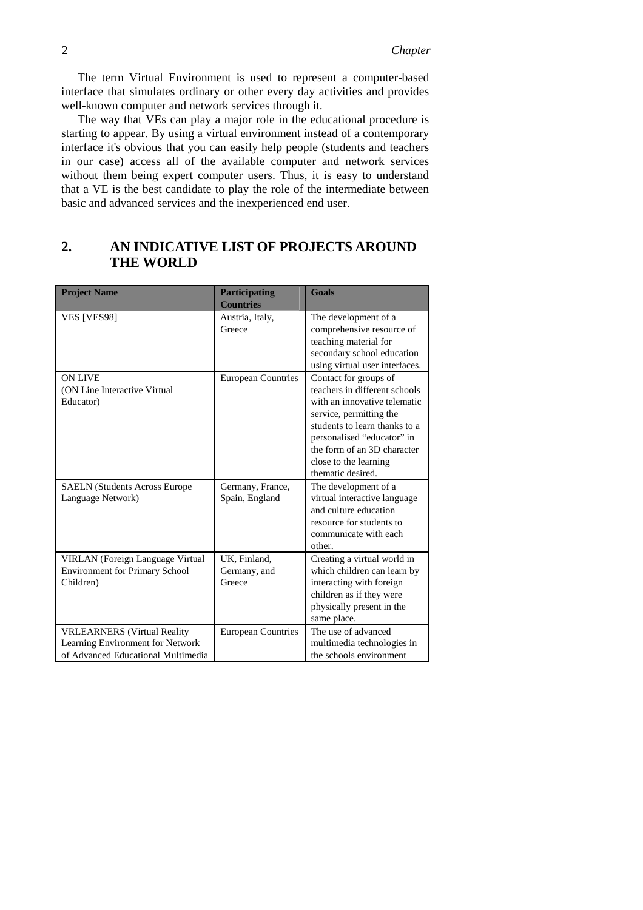The term Virtual Environment is used to represent a computer-based interface that simulates ordinary or other every day activities and provides well-known computer and network services through it.

The way that VEs can play a major role in the educational procedure is starting to appear. By using a virtual environment instead of a contemporary interface it's obvious that you can easily help people (students and teachers in our case) access all of the available computer and network services without them being expert computer users. Thus, it is easy to understand that a VE is the best candidate to play the role of the intermediate between basic and advanced services and the inexperienced end user.

## 2. AN INDICATIVE LIST OF PROJECTS AROUND THE WORLD

| Project Name | Participating Countries | Goals |
|---|---|---|
| VES [VES98] | Austria, Italy, Greece | The development of a comprehensive resource of teaching material for secondary school education using virtual user interfaces. |
| ON LIVE (ON Line Interactive Virtual Educator) | European Countries | Contact for groups of teachers in different schools with an innovative telematic service, permitting the students to learn thanks to a personalised "educator" in the form of an 3D character close to the learning thematic desired. |
| SAELN (Students Across Europe Language Network) | Germany, France, Spain, England | The development of a virtual interactive language and culture education resource for students to communicate with each other. |
| VIRLAN (Foreign Language Virtual Environment for Primary School Children) | UK, Finland, Germany, and Greece | Creating a virtual world in which children can learn by interacting with foreign children as if they were physically present in the same place. |
| VRLEARNERS (Virtual Reality Learning Environment for Network of Advanced Educational Multimedia | European Countries | The use of advanced multimedia technologies in the schools environment |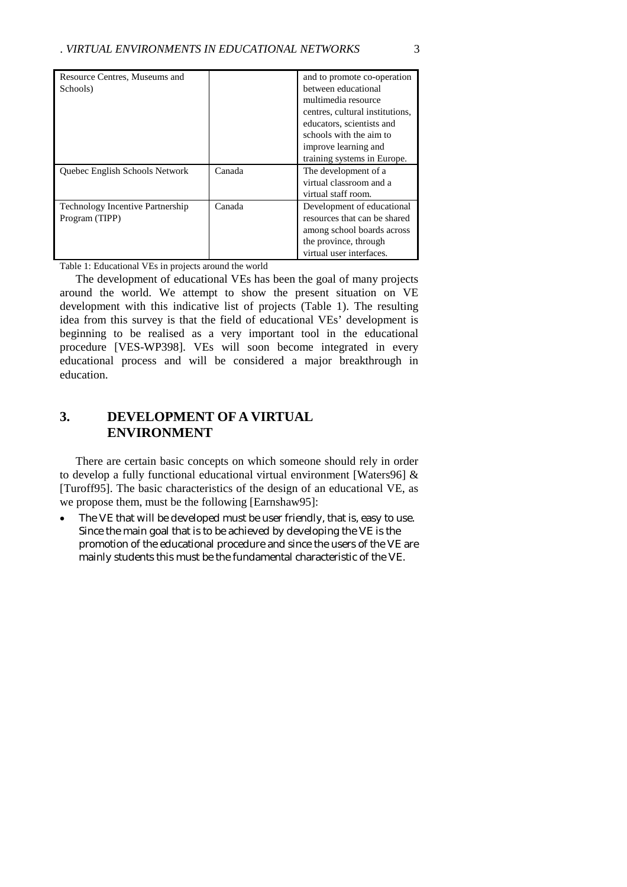| | | |
|---|---|---|
| Resource Centres, Museums and Schools) | | and to promote co-operation between educational multimedia resource centres, cultural institutions, educators, scientists and schools with the aim to improve learning and training systems in Europe. |
| Quebec English Schools Network | Canada | The development of a virtual classroom and a virtual staff room. |
| Technology Incentive Partnership Program (TIPP) | Canada | Development of educational resources that can be shared among school boards across the province, through virtual user interfaces. |

Table 1: Educational VEs in projects around the world

The development of educational VEs has been the goal of many projects around the world. We attempt to show the present situation on VE development with this indicative list of projects (Table 1). The resulting idea from this survey is that the field of educational VEs' development is beginning to be realised as a very important tool in the educational procedure [VES-WP398]. VEs will soon become integrated in every educational process and will be considered a major breakthrough in education.

## 3. DEVELOPMENT OF A VIRTUAL ENVIRONMENT

There are certain basic concepts on which someone should rely in order to develop a fully functional educational virtual environment [Waters96] & [Turoff95]. The basic characteristics of the design of an educational VE, as we propose them, must be the following [Earnshaw95]:

- The VE that will be developed must be user friendly, that is, easy to use. Since the main goal that is to be achieved by developing the VE is the promotion of the educational procedure and since the users of the VE are mainly students this must be the fundamental characteristic of the VE.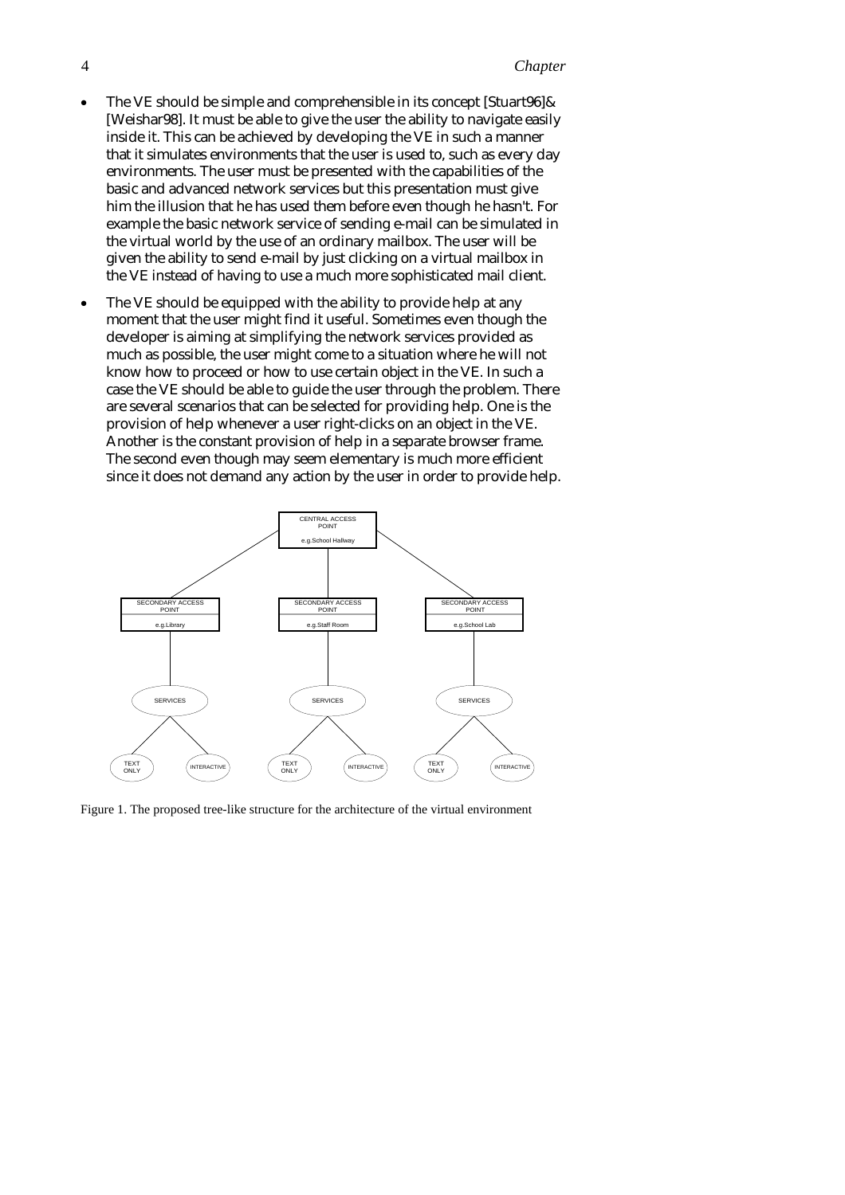- The VE should be simple and comprehensible in its concept [Stuart96]& [Weishar98]. It must be able to give the user the ability to navigate easily inside it. This can be achieved by developing the VE in such a manner that it simulates environments that the user is used to, such as every day environments. The user must be presented with the capabilities of the basic and advanced network services but this presentation must give him the illusion that he has used them before even though he hasn't. For example the basic network service of sending e-mail can be simulated in the virtual world by the use of an ordinary mailbox. The user will be given the ability to send e-mail by just clicking on a virtual mailbox in the VE instead of having to use a much more sophisticated mail client.

- The VE should be equipped with the ability to provide help at any moment that the user might find it useful. Sometimes even though the developer is aiming at simplifying the network services provided as much as possible, the user might come to a situation where he will not know how to proceed or how to use certain object in the VE. In such a case the VE should be able to guide the user through the problem. There are several scenarios that can be selected for providing help. One is the provision of help whenever a user right-clicks on an object in the VE. Another is the constant provision of help in a separate browser frame. The second even though may seem elementary is much more efficient since it does not demand any action by the user in order to provide help.

Figure 1. The proposed tree-like structure for the architecture of the virtual environment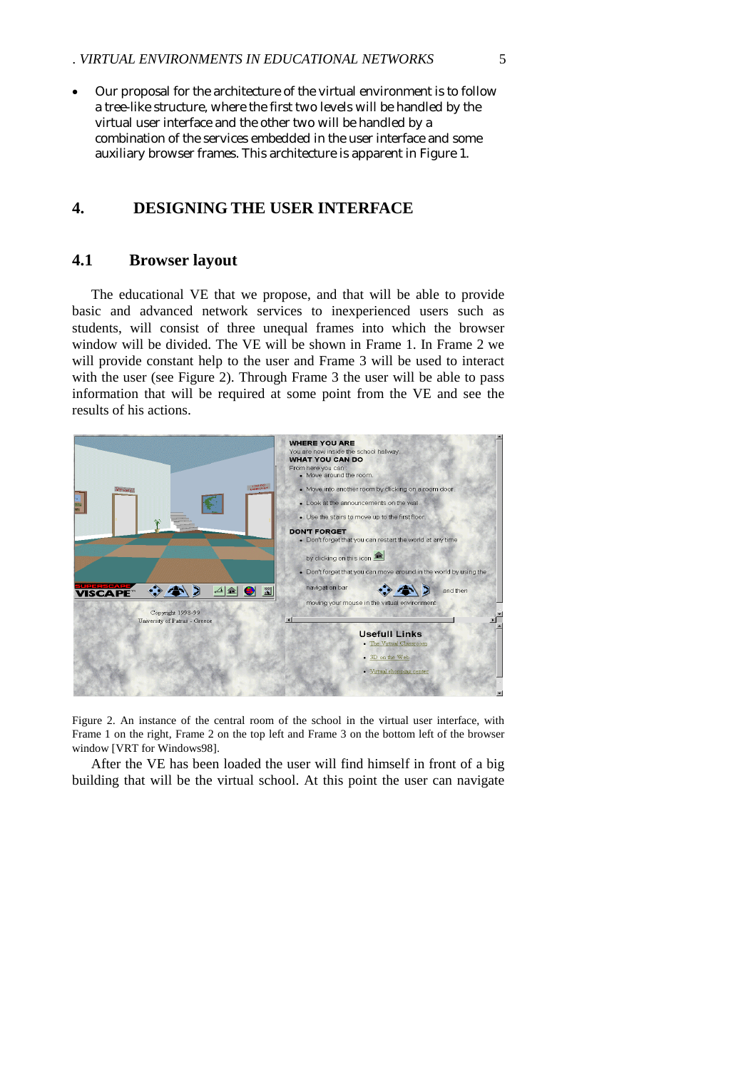- Our proposal for the architecture of the virtual environment is to follow a tree-like structure, where the first two levels will be handled by the virtual user interface and the other two will be handled by a combination of the services embedded in the user interface and some auxiliary browser frames. This architecture is apparent in Figure 1.

# 4. DESIGNING THE USER INTERFACE

## 4.1 Browser layout

The educational VE that we propose, and that will be able to provide basic and advanced network services to inexperienced users such as students, will consist of three unequal frames into which the browser window will be divided. The VE will be shown in Frame 1. In Frame 2 we will provide constant help to the user and Frame 3 will be used to interact with the user (see Figure 2). Through Frame 3 the user will be able to pass information that will be required at some point from the VE and see the results of his actions.

Figure 2. An instance of the central room of the school in the virtual user interface, with Frame 1 on the right, Frame 2 on the top left and Frame 3 on the bottom left of the browser window [VRT for Windows98].

After the VE has been loaded the user will find himself in front of a big building that will be the virtual school. At this point the user can navigate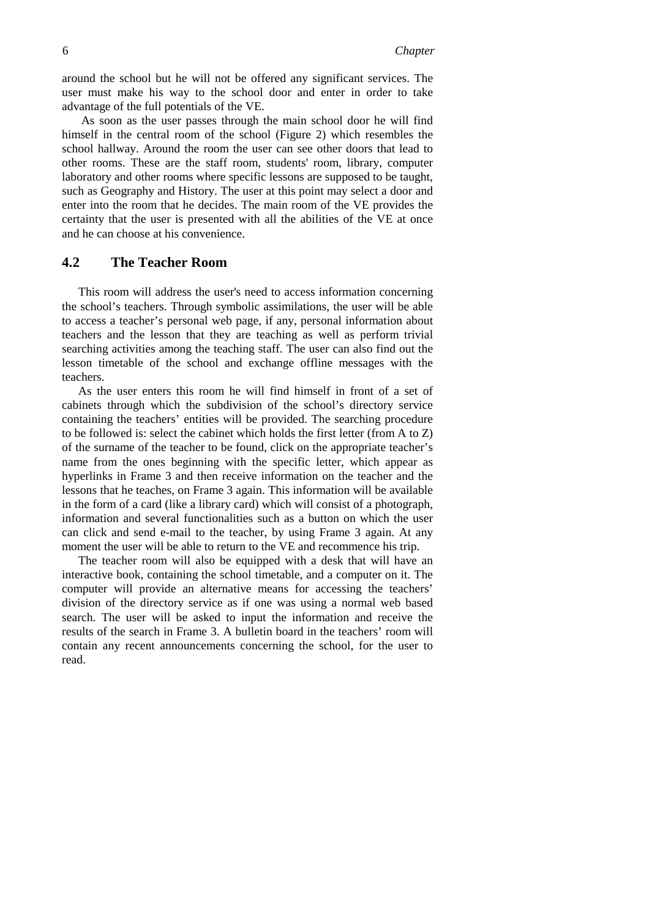around the school but he will not be offered any significant services. The user must make his way to the school door and enter in order to take advantage of the full potentials of the VE.

As soon as the user passes through the main school door he will find himself in the central room of the school (Figure 2) which resembles the school hallway. Around the room the user can see other doors that lead to other rooms. These are the staff room, students' room, library, computer laboratory and other rooms where specific lessons are supposed to be taught, such as Geography and History. The user at this point may select a door and enter into the room that he decides. The main room of the VE provides the certainty that the user is presented with all the abilities of the VE at once and he can choose at his convenience.

## 4.2 The Teacher Room

This room will address the user's need to access information concerning the school's teachers. Through symbolic assimilations, the user will be able to access a teacher's personal web page, if any, personal information about teachers and the lesson that they are teaching as well as perform trivial searching activities among the teaching staff. The user can also find out the lesson timetable of the school and exchange offline messages with the teachers.

As the user enters this room he will find himself in front of a set of cabinets through which the subdivision of the school's directory service containing the teachers' entities will be provided. The searching procedure to be followed is: select the cabinet which holds the first letter (from A to Z) of the surname of the teacher to be found, click on the appropriate teacher's name from the ones beginning with the specific letter, which appear as hyperlinks in Frame 3 and then receive information on the teacher and the lessons that he teaches, on Frame 3 again. This information will be available in the form of a card (like a library card) which will consist of a photograph, information and several functionalities such as a button on which the user can click and send e-mail to the teacher, by using Frame 3 again. At any moment the user will be able to return to the VE and recommence his trip.

The teacher room will also be equipped with a desk that will have an interactive book, containing the school timetable, and a computer on it. The computer will provide an alternative means for accessing the teachers' division of the directory service as if one was using a normal web based search. The user will be asked to input the information and receive the results of the search in Frame 3. A bulletin board in the teachers' room will contain any recent announcements concerning the school, for the user to read.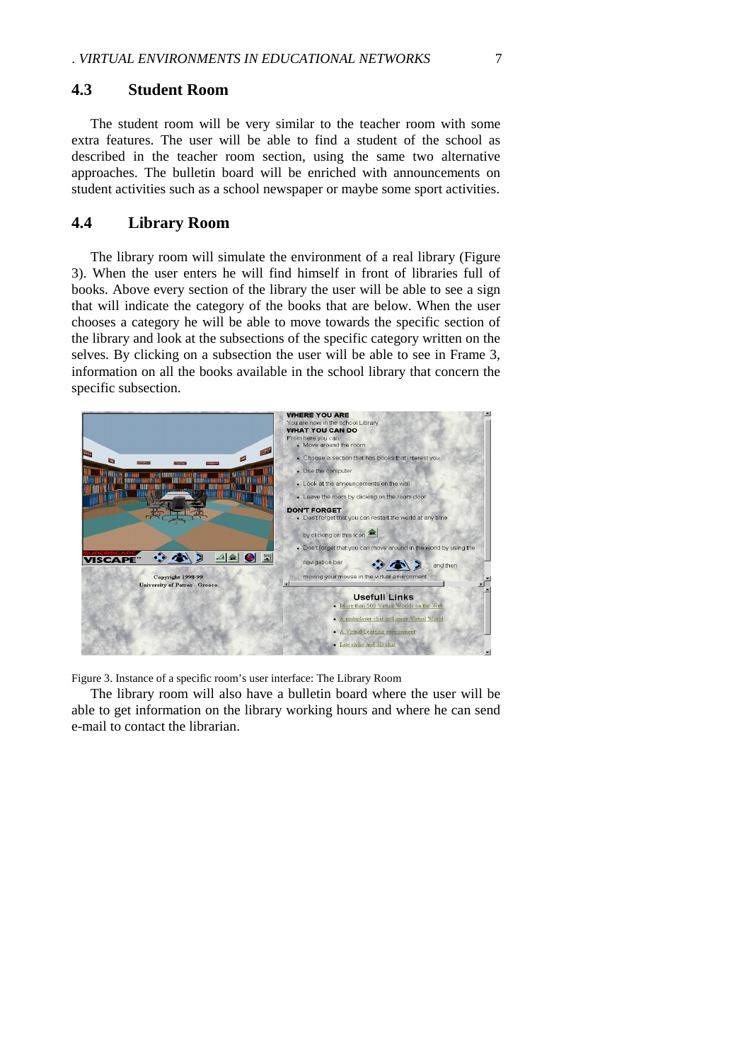## 4.3 Student Room

The student room will be very similar to the teacher room with some extra features. The user will be able to find a student of the school as described in the teacher room section, using the same two alternative approaches. The bulletin board will be enriched with announcements on student activities such as a school newspaper or maybe some sport activities.

## 4.4 Library Room

The library room will simulate the environment of a real library (Figure 3). When the user enters he will find himself in front of libraries full of books. Above every section of the library the user will be able to see a sign that will indicate the category of the books that are below. When the user chooses a category he will be able to move towards the specific section of the library and look at the subsections of the specific category written on the selves. By clicking on a subsection the user will be able to see in Frame 3, information on all the books available in the school library that concern the specific subsection.

Figure 3. Instance of a specific room's user interface: The Library Room

The library room will also have a bulletin board where the user will be able to get information on the library working hours and where he can send e-mail to contact the librarian.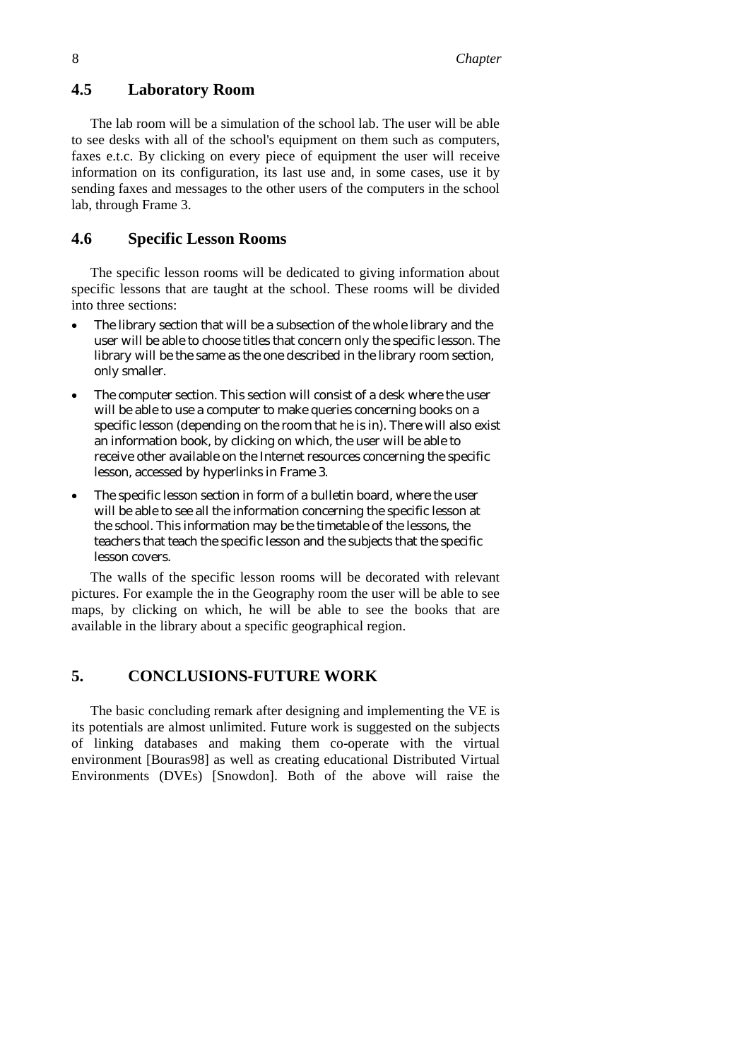## 4.5 Laboratory Room

The lab room will be a simulation of the school lab. The user will be able to see desks with all of the school's equipment on them such as computers, faxes e.t.c. By clicking on every piece of equipment the user will receive information on its configuration, its last use and, in some cases, use it by sending faxes and messages to the other users of the computers in the school lab, through Frame 3.

## 4.6 Specific Lesson Rooms

The specific lesson rooms will be dedicated to giving information about specific lessons that are taught at the school. These rooms will be divided into three sections:

- The library section that will be a subsection of the whole library and the user will be able to choose titles that concern only the specific lesson. The library will be the same as the one described in the library room section, only smaller.
- The computer section. This section will consist of a desk where the user will be able to use a computer to make queries concerning books on a specific lesson (depending on the room that he is in). There will also exist an information book, by clicking on which, the user will be able to receive other available on the Internet resources concerning the specific lesson, accessed by hyperlinks in Frame 3.
- The specific lesson section in form of a bulletin board, where the user will be able to see all the information concerning the specific lesson at the school. This information may be the timetable of the lessons, the teachers that teach the specific lesson and the subjects that the specific lesson covers.

The walls of the specific lesson rooms will be decorated with relevant pictures. For example the in the Geography room the user will be able to see maps, by clicking on which, he will be able to see the books that are available in the library about a specific geographical region.

# 5. CONCLUSIONS-FUTURE WORK

The basic concluding remark after designing and implementing the VE is its potentials are almost unlimited. Future work is suggested on the subjects of linking databases and making them co-operate with the virtual environment [Bouras98] as well as creating educational Distributed Virtual Environments (DVEs) [Snowdon]. Both of the above will raise the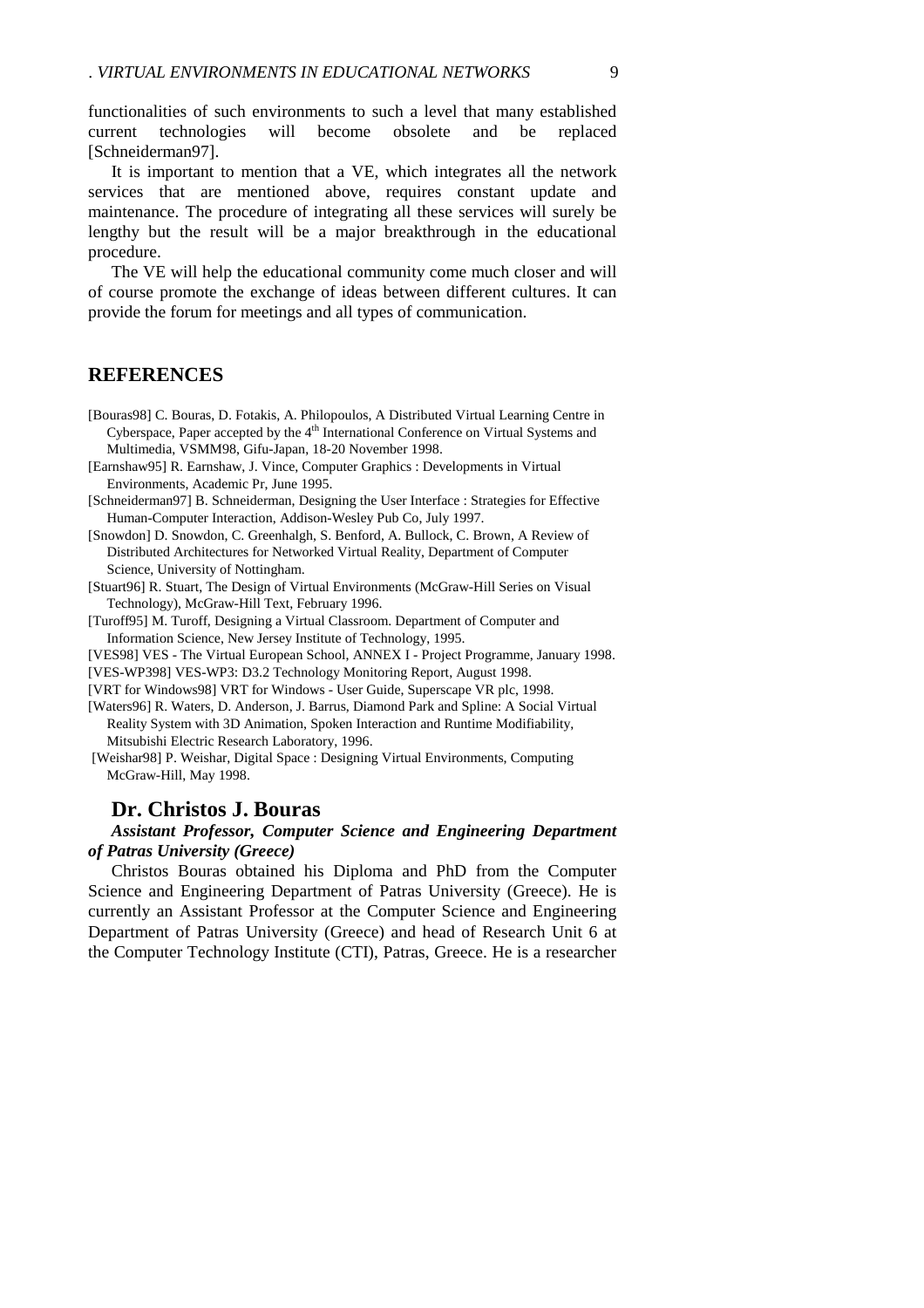functionalities of such environments to such a level that many established current technologies will become obsolete and be replaced [Schneiderman97].

It is important to mention that a VE, which integrates all the network services that are mentioned above, requires constant update and maintenance. The procedure of integrating all these services will surely be lengthy but the result will be a major breakthrough in the educational procedure.

The VE will help the educational community come much closer and will of course promote the exchange of ideas between different cultures. It can provide the forum for meetings and all types of communication.

## REFERENCES

[Bouras98] C. Bouras, D. Fotakis, A. Philopoulos, A Distributed Virtual Learning Centre in Cyberspace, Paper accepted by the 4th International Conference on Virtual Systems and Multimedia, VSMM98, Gifu-Japan, 18-20 November 1998.

[Earnshaw95] R. Earnshaw, J. Vince, Computer Graphics : Developments in Virtual Environments, Academic Pr, June 1995.

[Schneiderman97] B. Schneiderman, Designing the User Interface : Strategies for Effective Human-Computer Interaction, Addison-Wesley Pub Co, July 1997.

[Snowdon] D. Snowdon, C. Greenhalgh, S. Benford, A. Bullock, C. Brown, A Review of Distributed Architectures for Networked Virtual Reality, Department of Computer Science, University of Nottingham.

[Stuart96] R. Stuart, The Design of Virtual Environments (McGraw-Hill Series on Visual Technology), McGraw-Hill Text, February 1996.

[Turoff95] M. Turoff, Designing a Virtual Classroom. Department of Computer and Information Science, New Jersey Institute of Technology, 1995.

[VES98] VES - The Virtual European School, ANNEX I - Project Programme, January 1998.

[VES-WP398] VES-WP3: D3.2 Technology Monitoring Report, August 1998.

[VRT for Windows98] VRT for Windows - User Guide, Superscape VR plc, 1998.

[Waters96] R. Waters, D. Anderson, J. Barrus, Diamond Park and Spline: A Social Virtual Reality System with 3D Animation, Spoken Interaction and Runtime Modifiability, Mitsubishi Electric Research Laboratory, 1996.

[Weishar98] P. Weishar, Digital Space : Designing Virtual Environments, Computing McGraw-Hill, May 1998.

## Dr. Christos J. Bouras

***Assistant Professor, Computer Science and Engineering Department of Patras University (Greece)***

Christos Bouras obtained his Diploma and PhD from the Computer Science and Engineering Department of Patras University (Greece). He is currently an Assistant Professor at the Computer Science and Engineering Department of Patras University (Greece) and head of Research Unit 6 at the Computer Technology Institute (CTI), Patras, Greece. He is a researcher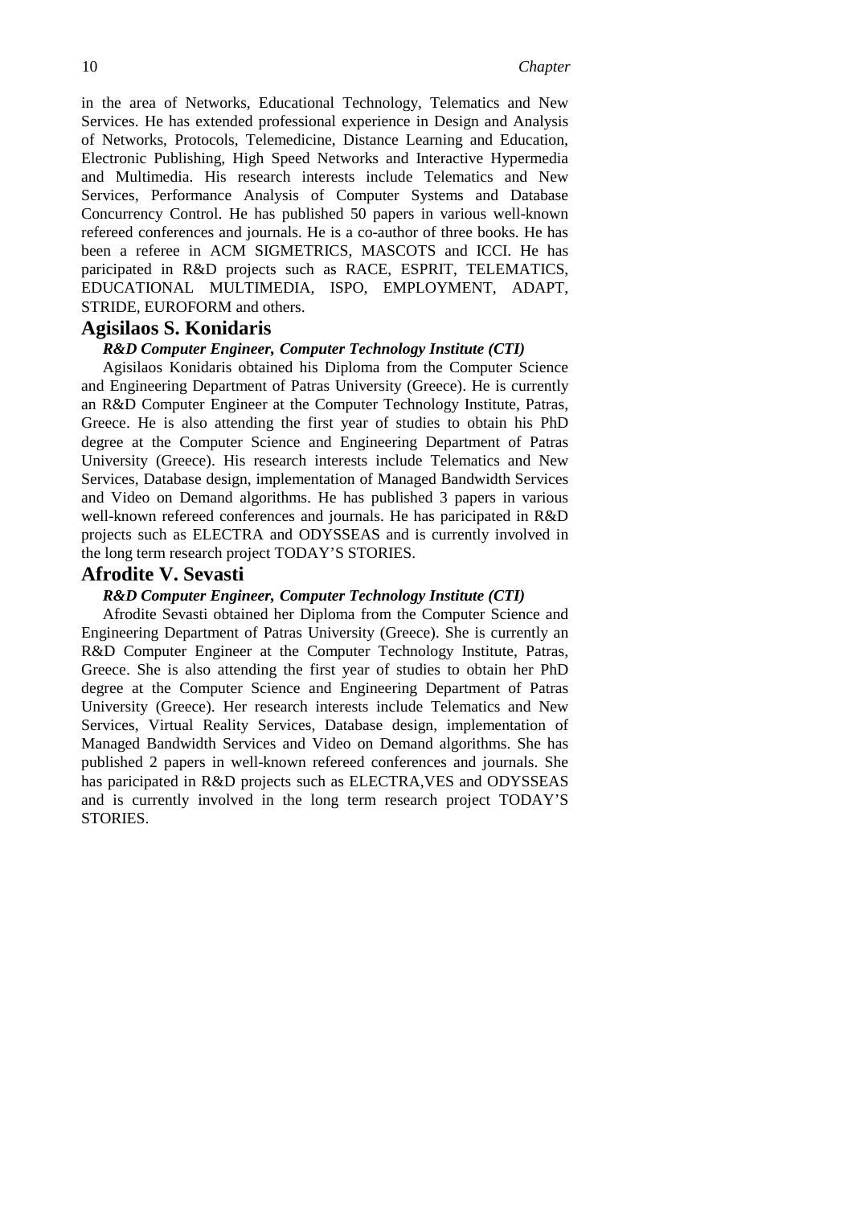in the area of Networks, Educational Technology, Telematics and New Services. He has extended professional experience in Design and Analysis of Networks, Protocols, Telemedicine, Distance Learning and Education, Electronic Publishing, High Speed Networks and Interactive Hypermedia and Multimedia. His research interests include Telematics and New Services, Performance Analysis of Computer Systems and Database Concurrency Control. He has published 50 papers in various well-known refereed conferences and journals. He is a co-author of three books. He has been a referee in ACM SIGMETRICS, MASCOTS and ICCI. He has paricipated in R&D projects such as RACE, ESPRIT, TELEMATICS, EDUCATIONAL MULTIMEDIA, ISPO, EMPLOYMENT, ADAPT, STRIDE, EUROFORM and others.

## Agisilaos S. Konidaris

***R&D Computer Engineer, Computer Technology Institute (CTI)***

Agisilaos Konidaris obtained his Diploma from the Computer Science and Engineering Department of Patras University (Greece). He is currently an R&D Computer Engineer at the Computer Technology Institute, Patras, Greece. He is also attending the first year of studies to obtain his PhD degree at the Computer Science and Engineering Department of Patras University (Greece). His research interests include Telematics and New Services, Database design, implementation of Managed Bandwidth Services and Video on Demand algorithms. He has published 3 papers in various well-known refereed conferences and journals. He has paricipated in R&D projects such as ELECTRA and ODYSSEAS and is currently involved in the long term research project TODAY'S STORIES.

## Afrodite V. Sevasti

***R&D Computer Engineer, Computer Technology Institute (CTI)***

Afrodite Sevasti obtained her Diploma from the Computer Science and Engineering Department of Patras University (Greece). She is currently an R&D Computer Engineer at the Computer Technology Institute, Patras, Greece. She is also attending the first year of studies to obtain her PhD degree at the Computer Science and Engineering Department of Patras University (Greece). Her research interests include Telematics and New Services, Virtual Reality Services, Database design, implementation of Managed Bandwidth Services and Video on Demand algorithms. She has published 2 papers in well-known refereed conferences and journals. She has paricipated in R&D projects such as ELECTRA,VES and ODYSSEAS and is currently involved in the long term research project TODAY'S STORIES.